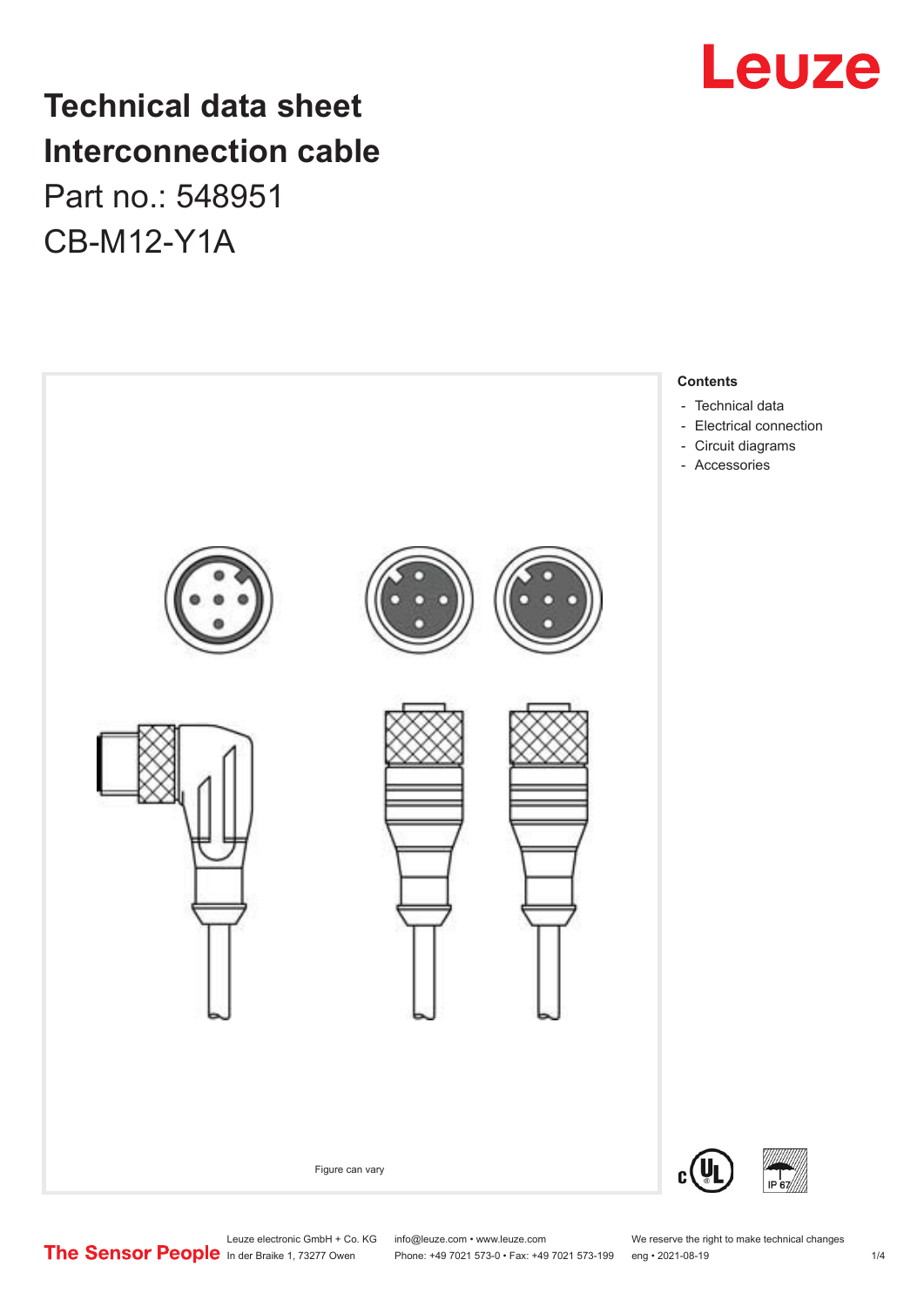# Technical data sheet Interconnection cable

Part no.: 548951

CB-M12-Y1A

**Contents**

- Technical data
- Electrical connection
- Circuit diagrams
- Accessories

Figure can vary

Leuze electronic GmbH + Co. KG
In der Braike 1, 73277 Owen

info@leuze.com • www.leuze.com
Phone: +49 7021 573-0 • Fax: +49 7021 573-199

We reserve the right to make technical changes
eng • 2021-08-19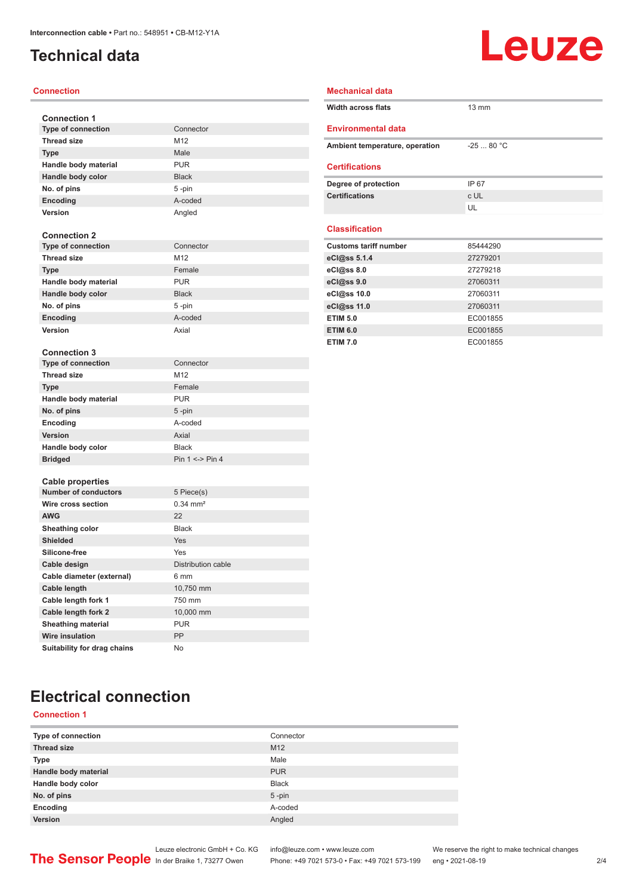# Technical data

## Connection

### Connection 1

| | |
|---|---|
| Type of connection | Connector |
| Thread size | M12 |
| Type | Male |
| Handle body material | PUR |
| Handle body color | Black |
| No. of pins | 5 -pin |
| Encoding | A-coded |
| Version | Angled |

### Connection 2

| | |
|---|---|
| Type of connection | Connector |
| Thread size | M12 |
| Type | Female |
| Handle body material | PUR |
| Handle body color | Black |
| No. of pins | 5 -pin |
| Encoding | A-coded |
| Version | Axial |

### Connection 3

| | |
|---|---|
| Type of connection | Connector |
| Thread size | M12 |
| Type | Female |
| Handle body material | PUR |
| No. of pins | 5 -pin |
| Encoding | A-coded |
| Version | Axial |
| Handle body color | Black |
| Bridged | Pin 1 <-> Pin 4 |

### Cable properties

| | |
|---|---|
| Number of conductors | 5 Piece(s) |
| Wire cross section | 0.34 mm² |
| AWG | 22 |
| Sheathing color | Black |
| Shielded | Yes |
| Silicone-free | Yes |
| Cable design | Distribution cable |
| Cable diameter (external) | 6 mm |
| Cable length | 10,750 mm |
| Cable length fork 1 | 750 mm |
| Cable length fork 2 | 10,000 mm |
| Sheathing material | PUR |
| Wire insulation | PP |
| Suitability for drag chains | No |

## Mechanical data

| | |
|---|---|
| Width across flats | 13 mm |

## Environmental data

| | |
|---|---|
| Ambient temperature, operation | -25 ... 80 °C |

## Certifications

| | |
|---|---|
| Degree of protection | IP 67 |
| Certifications | c UL |
| | UL |

## Classification

| | |
|---|---|
| Customs tariff number | 85444290 |
| eCl@ss 5.1.4 | 27279201 |
| eCl@ss 8.0 | 27279218 |
| eCl@ss 9.0 | 27060311 |
| eCl@ss 10.0 | 27060311 |
| eCl@ss 11.0 | 27060311 |
| ETIM 5.0 | EC001855 |
| ETIM 6.0 | EC001855 |
| ETIM 7.0 | EC001855 |

# Electrical connection

## Connection 1

| | |
|---|---|
| Type of connection | Connector |
| Thread size | M12 |
| Type | Male |
| Handle body material | PUR |
| Handle body color | Black |
| No. of pins | 5 -pin |
| Encoding | A-coded |
| Version | Angled |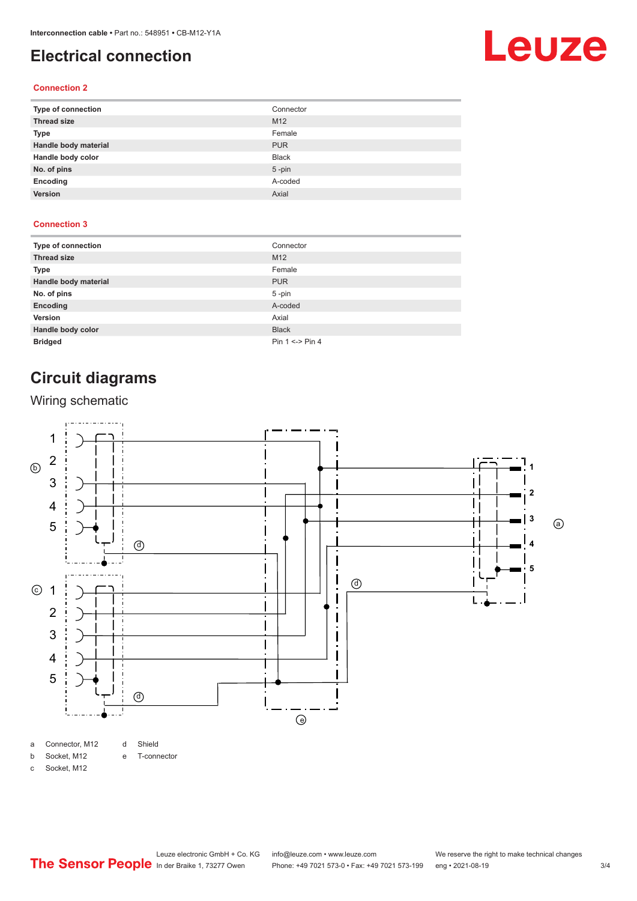# Electrical connection

## Connection 2

| | |
|---|---|
| **Type of connection** | Connector |
| **Thread size** | M12 |
| **Type** | Female |
| **Handle body material** | PUR |
| **Handle body color** | Black |
| **No. of pins** | 5 -pin |
| **Encoding** | A-coded |
| **Version** | Axial |

## Connection 3

| | |
|---|---|
| **Type of connection** | Connector |
| **Thread size** | M12 |
| **Type** | Female |
| **Handle body material** | PUR |
| **No. of pins** | 5 -pin |
| **Encoding** | A-coded |
| **Version** | Axial |
| **Handle body color** | Black |
| **Bridged** | Pin 1 <-> Pin 4 |

# Circuit diagrams

## Wiring schematic

| | | | |
|---|---|---|---|
| a | Connector, M12 | d | Shield |
| b | Socket, M12 | e | T-connector |
| c | Socket, M12 | | |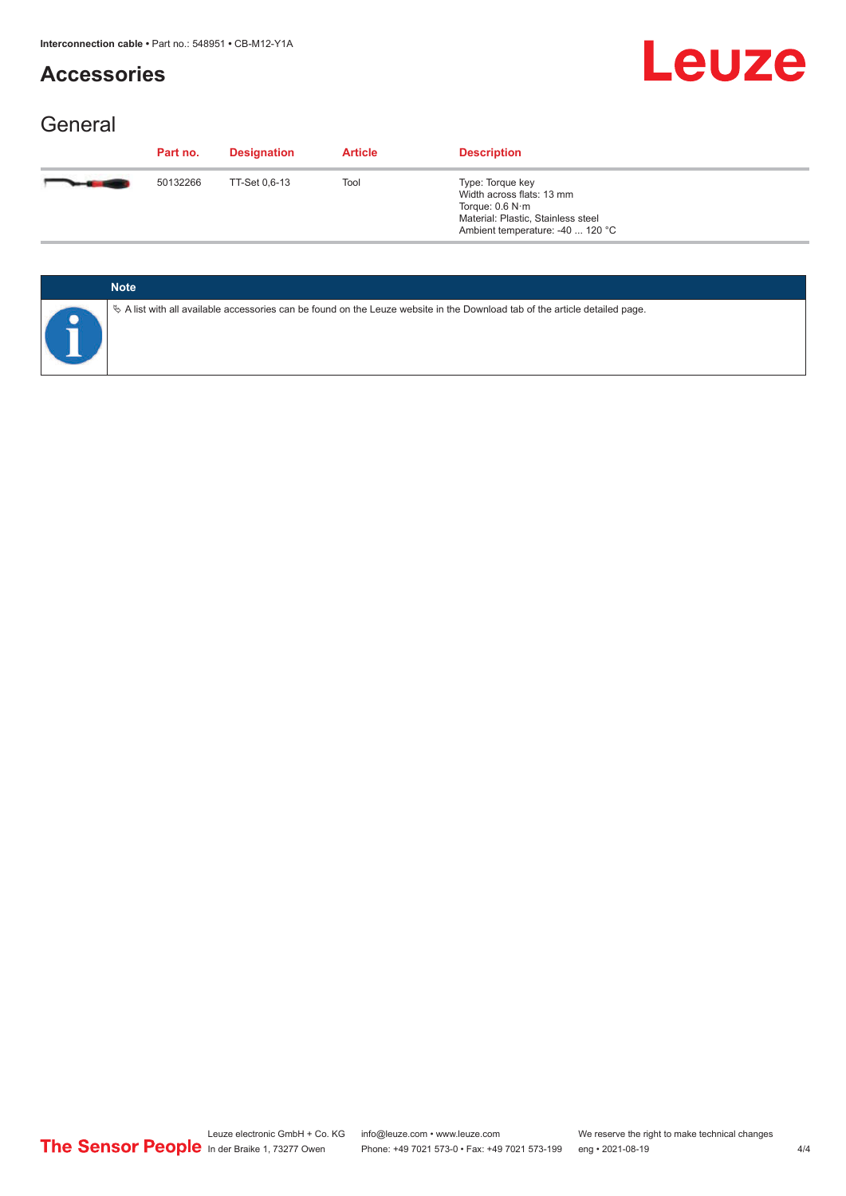## Accessories

### General

| | Part no. | Designation | Article | Description |
| --- | --- | --- | --- | --- |
| | 50132266 | TT-Set 0,6-13 | Tool | Type: Torque key<br>Width across flats: 13 mm<br>Torque: 0.6 N·m<br>Material: Plastic, Stainless steel<br>Ambient temperature: -40 ... 120 °C |

**Note**

↳ A list with all available accessories can be found on the Leuze website in the Download tab of the article detailed page.